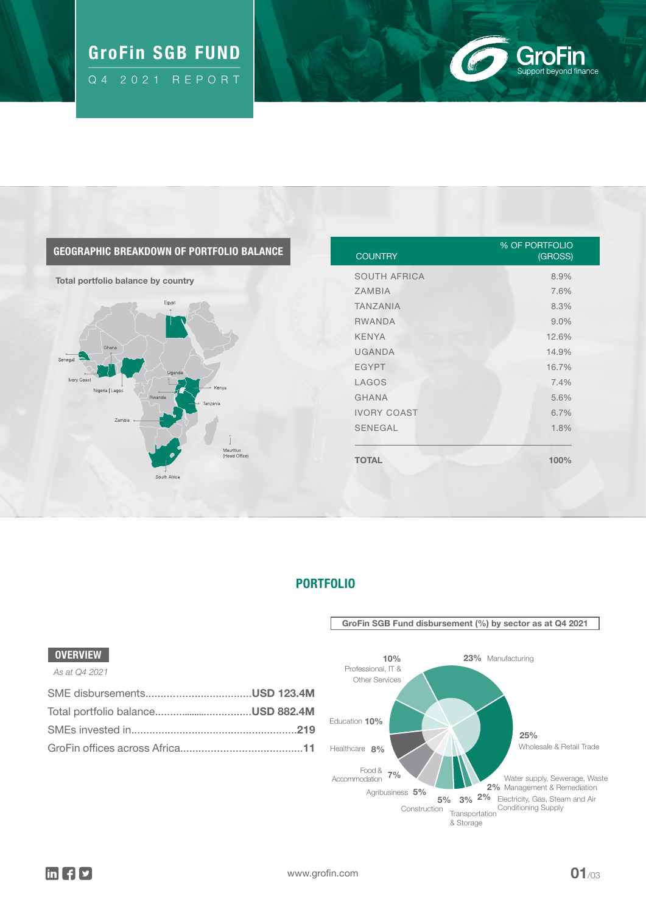# GroFin SGB FUND

Q4 2021 REPORT

GroFin
Support beyond finance

## GEOGRAPHIC BREAKDOWN OF PORTFOLIO BALANCE

**Total portfolio balance by country**

| COUNTRY | % OF PORTFOLIO (GROSS) |
|---|---|
| SOUTH AFRICA | 8.9% |
| ZAMBIA | 7.6% |
| TANZANIA | 8.3% |
| RWANDA | 9.0% |
| KENYA | 12.6% |
| UGANDA | 14.9% |
| EGYPT | 16.7% |
| LAGOS | 7.4% |
| GHANA | 5.6% |
| IVORY COAST | 6.7% |
| SENEGAL | 1.8% |
| **TOTAL** | **100%** |

## PORTFOLIO

### OVERVIEW

*As at Q4 2021*

- SME disbursements .................. **USD 123.4M**
- Total portfolio balance .................. **USD 882.4M**
- SMEs invested in .................. **219**
- GroFin offices across Africa .................. **11**

**GroFin SGB Fund disbursement (%) by sector as at Q4 2021**

| Sector | % |
|---|---|
| Manufacturing | 23% |
| Wholesale & Retail Trade | 25% |
| Water supply, Sewerage, Waste Management & Remediation | 2% |
| Electricity, Gas, Steam and Air Conditioning Supply | 2% |
| Transportation & Storage | 3% |
| Construction | 5% |
| Agribusiness | 5% |
| Food & Accommodation | 7% |
| Healthcare | 8% |
| Education | 10% |
| Professional, IT & Other Services | 10% |

www.grofin.com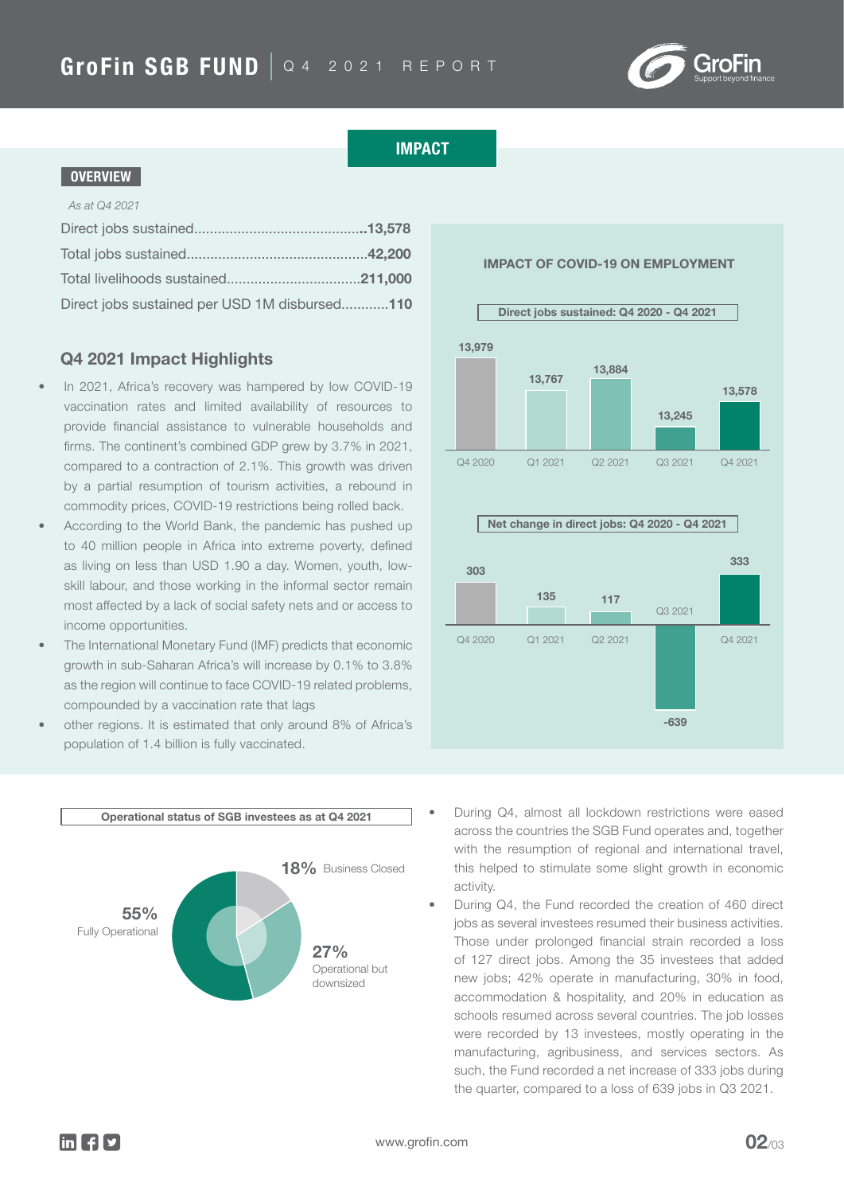## IMPACT

### OVERVIEW

*As at Q4 2021*

Direct jobs sustained...........................................**13,578**

Total jobs sustained.............................................**42,200**

Total livelihoods sustained.................................**211,000**

Direct jobs sustained per USD 1M disbursed............**110**

### Q4 2021 Impact Highlights

- In 2021, Africa's recovery was hampered by low COVID-19 vaccination rates and limited availability of resources to provide financial assistance to vulnerable households and firms. The continent's combined GDP grew by 3.7% in 2021, compared to a contraction of 2.1%. This growth was driven by a partial resumption of tourism activities, a rebound in commodity prices, COVID-19 restrictions being rolled back.
- According to the World Bank, the pandemic has pushed up to 40 million people in Africa into extreme poverty, defined as living on less than USD 1.90 a day. Women, youth, low-skill labour, and those working in the informal sector remain most affected by a lack of social safety nets and or access to income opportunities.
- The International Monetary Fund (IMF) predicts that economic growth in sub-Saharan Africa's will increase by 0.1% to 3.8% as the region will continue to face COVID-19 related problems, compounded by a vaccination rate that lags
- other regions. It is estimated that only around 8% of Africa's population of 1.4 billion is fully vaccinated.

**IMPACT OF COVID-19 ON EMPLOYMENT**

**Direct jobs sustained: Q4 2020 - Q4 2021**

| Q4 2020 | Q1 2021 | Q2 2021 | Q3 2021 | Q4 2021 |
|---|---|---|---|---|
| 13,979 | 13,767 | 13,884 | 13,245 | 13,578 |

**Net change in direct jobs: Q4 2020 - Q4 2021**

| Q4 2020 | Q1 2021 | Q2 2021 | Q3 2021 | Q4 2021 |
|---|---|---|---|---|
| 303 | 135 | 117 | -639 | 333 |

**Operational status of SGB investees as at Q4 2021**

| Status | Share |
|---|---|
| Fully Operational | 55% |
| Operational but downsized | 27% |
| Business Closed | 18% |

- During Q4, almost all lockdown restrictions were eased across the countries the SGB Fund operates and, together with the resumption of regional and international travel, this helped to stimulate some slight growth in economic activity.
- During Q4, the Fund recorded the creation of 460 direct jobs as several investees resumed their business activities. Those under prolonged financial strain recorded a loss of 127 direct jobs. Among the 35 investees that added new jobs; 42% operate in manufacturing, 30% in food, accommodation & hospitality, and 20% in education as schools resumed across several countries. The job losses were recorded by 13 investees, mostly operating in the manufacturing, agribusiness, and services sectors. As such, the Fund recorded a net increase of 333 jobs during the quarter, compared to a loss of 639 jobs in Q3 2021.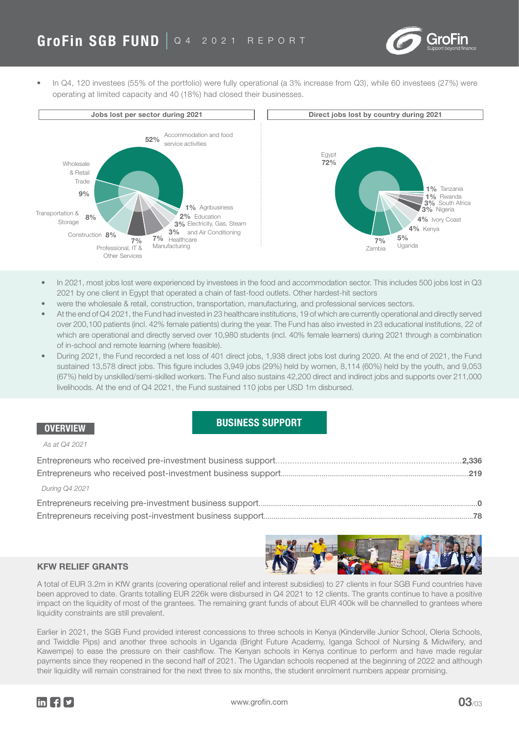- In Q4, 120 investees (55% of the portfolio) were fully operational (a 3% increase from Q3), while 60 investees (27%) were operating at limited capacity and 40 (18%) had closed their businesses.

**Jobs lost per sector during 2021**

52% Accommodation and food service activities
9% Wholesale & Retail Trade
8% Transportation & Storage
8% Construction
7% Professional, IT & Other Services
7% Manufacturing
3% Healthcare
3% Electricity, Gas, Steam and Air Conditioning
2% Education
1% Agribusiness

**Direct jobs lost by country during 2021**

Egypt 72%
1% Tanzania
1% Rwanda
3% South Africa
3% Nigeria
4% Ivory Coast
4% Kenya
5% Uganda
7% Zambia

- In 2021, most jobs lost were experienced by investees in the food and accommodation sector. This includes 500 jobs lost in Q3 2021 by one client in Egypt that operated a chain of fast-food outlets. Other hardest-hit sectors
- were the wholesale & retail, construction, transportation, manufacturing, and professional services sectors.
- At the end of Q4 2021, the Fund had invested in 23 healthcare institutions, 19 of which are currently operational and directly served over 200,100 patients (incl. 42% female patients) during the year. The Fund has also invested in 23 educational institutions, 22 of which are operational and directly served over 10,980 students (incl. 40% female learners) during 2021 through a combination of in-school and remote learning (where feasible).
- During 2021, the Fund recorded a net loss of 401 direct jobs, 1,938 direct jobs lost during 2020. At the end of 2021, the Fund sustained 13,578 direct jobs. This figure includes 3,949 jobs (29%) held by women, 8,114 (60%) held by the youth, and 9,053 (67%) held by unskilled/semi-skilled workers. The Fund also sustains 42,200 direct and indirect jobs and supports over 211,000 livelihoods. At the end of Q4 2021, the Fund sustained 110 jobs per USD 1m disbursed.

## OVERVIEW

## BUSINESS SUPPORT

*As at Q4 2021*

Entrepreneurs who received pre-investment business support .......... **2,336**
Entrepreneurs who received post-investment business support .......... **219**

*During Q4 2021*

Entrepreneurs receiving pre-investment business support .......... **0**
Entrepreneurs receiving post-investment business support .......... **78**

### KFW RELIEF GRANTS

A total of EUR 3.2m in KfW grants (covering operational relief and interest subsidies) to 27 clients in four SGB Fund countries have been approved to date. Grants totalling EUR 226k were disbursed in Q4 2021 to 12 clients. The grants continue to have a positive impact on the liquidity of most of the grantees. The remaining grant funds of about EUR 400k will be channelled to grantees where liquidity constraints are still prevalent.

Earlier in 2021, the SGB Fund provided interest concessions to three schools in Kenya (Kinderville Junior School, Oleria Schools, and Twiddle Pips) and another three schools in Uganda (Bright Future Academy, Iganga School of Nursing & Midwifery, and Kawempe) to ease the pressure on their cashflow. The Kenyan schools in Kenya continue to perform and have made regular payments since they reopened in the second half of 2021. The Ugandan schools reopened at the beginning of 2022 and although their liquidity will remain constrained for the next three to six months, the student enrolment numbers appear promising.